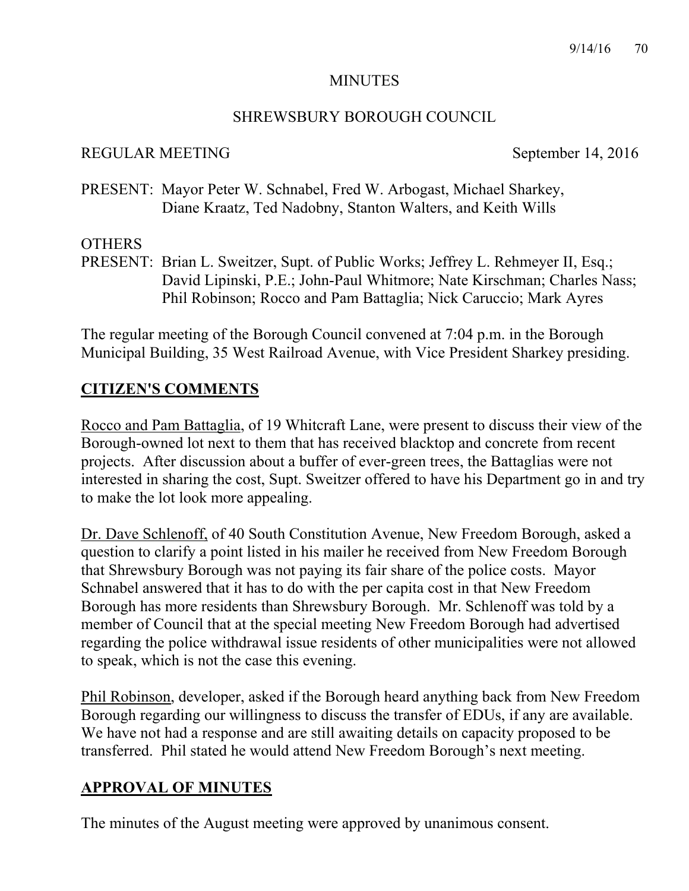# MINUTES

## SHREWSBURY BOROUGH COUNCIL

REGULAR MEETING September 14, 2016

PRESENT: Mayor Peter W. Schnabel, Fred W. Arbogast, Michael Sharkey, Diane Kraatz, Ted Nadobny, Stanton Walters, and Keith Wills

OTHERS
PRESENT: Brian L. Sweitzer, Supt. of Public Works; Jeffrey L. Rehmeyer II, Esq.; David Lipinski, P.E.; John-Paul Whitmore; Nate Kirschman; Charles Nass; Phil Robinson; Rocco and Pam Battaglia; Nick Caruccio; Mark Ayres

The regular meeting of the Borough Council convened at 7:04 p.m. in the Borough Municipal Building, 35 West Railroad Avenue, with Vice President Sharkey presiding.

## CITIZEN'S COMMENTS

Rocco and Pam Battaglia, of 19 Whitcraft Lane, were present to discuss their view of the Borough-owned lot next to them that has received blacktop and concrete from recent projects. After discussion about a buffer of ever-green trees, the Battaglias were not interested in sharing the cost, Supt. Sweitzer offered to have his Department go in and try to make the lot look more appealing.

Dr. Dave Schlenoff, of 40 South Constitution Avenue, New Freedom Borough, asked a question to clarify a point listed in his mailer he received from New Freedom Borough that Shrewsbury Borough was not paying its fair share of the police costs. Mayor Schnabel answered that it has to do with the per capita cost in that New Freedom Borough has more residents than Shrewsbury Borough. Mr. Schlenoff was told by a member of Council that at the special meeting New Freedom Borough had advertised regarding the police withdrawal issue residents of other municipalities were not allowed to speak, which is not the case this evening.

Phil Robinson, developer, asked if the Borough heard anything back from New Freedom Borough regarding our willingness to discuss the transfer of EDUs, if any are available. We have not had a response and are still awaiting details on capacity proposed to be transferred. Phil stated he would attend New Freedom Borough's next meeting.

## APPROVAL OF MINUTES

The minutes of the August meeting were approved by unanimous consent.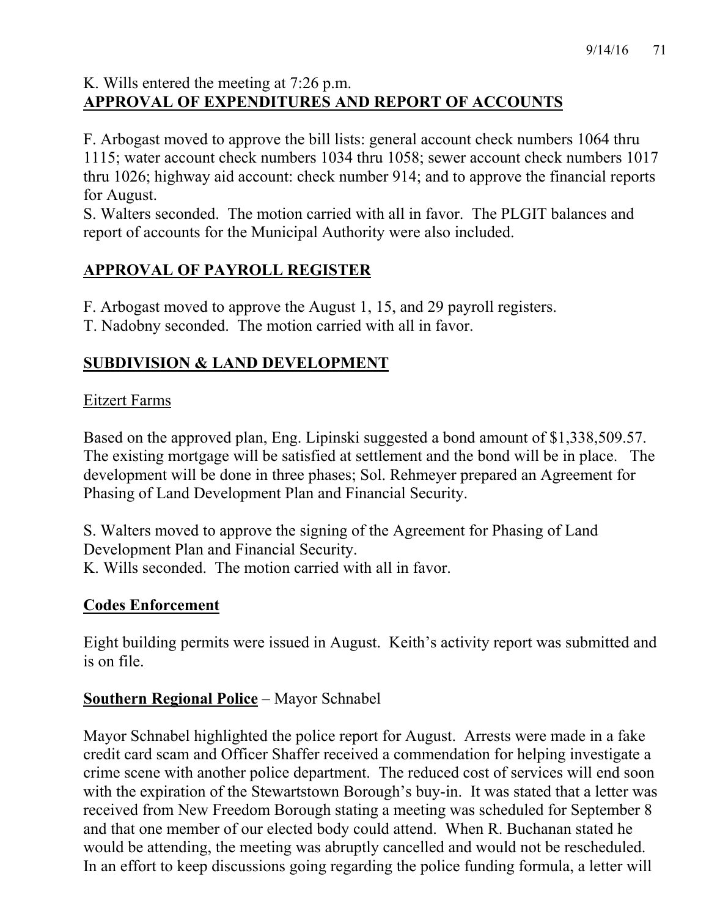K. Wills entered the meeting at 7:26 p.m.

**APPROVAL OF EXPENDITURES AND REPORT OF ACCOUNTS**

F. Arbogast moved to approve the bill lists: general account check numbers 1064 thru 1115; water account check numbers 1034 thru 1058; sewer account check numbers 1017 thru 1026; highway aid account: check number 914; and to approve the financial reports for August.

S. Walters seconded. The motion carried with all in favor. The PLGIT balances and report of accounts for the Municipal Authority were also included.

**APPROVAL OF PAYROLL REGISTER**

F. Arbogast moved to approve the August 1, 15, and 29 payroll registers.
T. Nadobny seconded. The motion carried with all in favor.

**SUBDIVISION & LAND DEVELOPMENT**

Eitzert Farms

Based on the approved plan, Eng. Lipinski suggested a bond amount of $1,338,509.57. The existing mortgage will be satisfied at settlement and the bond will be in place. The development will be done in three phases; Sol. Rehmeyer prepared an Agreement for Phasing of Land Development Plan and Financial Security.

S. Walters moved to approve the signing of the Agreement for Phasing of Land Development Plan and Financial Security.
K. Wills seconded. The motion carried with all in favor.

**Codes Enforcement**

Eight building permits were issued in August. Keith's activity report was submitted and is on file.

**Southern Regional Police** – Mayor Schnabel

Mayor Schnabel highlighted the police report for August. Arrests were made in a fake credit card scam and Officer Shaffer received a commendation for helping investigate a crime scene with another police department. The reduced cost of services will end soon with the expiration of the Stewartstown Borough's buy-in. It was stated that a letter was received from New Freedom Borough stating a meeting was scheduled for September 8 and that one member of our elected body could attend. When R. Buchanan stated he would be attending, the meeting was abruptly cancelled and would not be rescheduled. In an effort to keep discussions going regarding the police funding formula, a letter will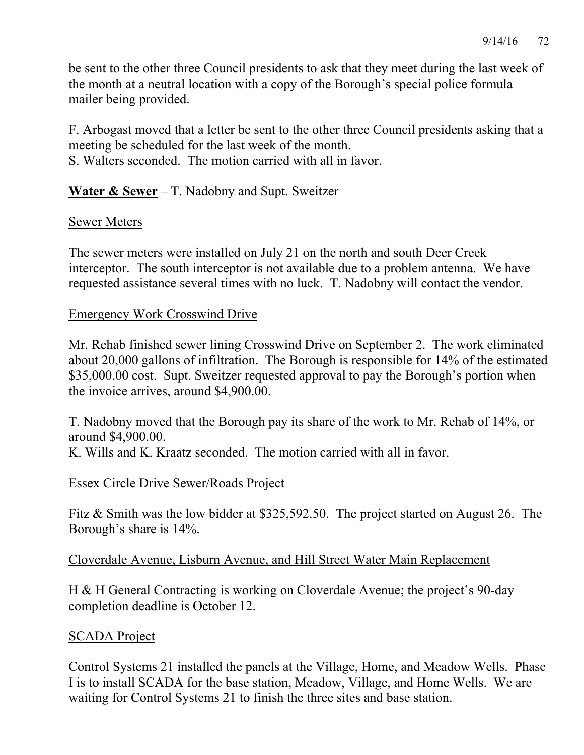be sent to the other three Council presidents to ask that they meet during the last week of the month at a neutral location with a copy of the Borough's special police formula mailer being provided.

F. Arbogast moved that a letter be sent to the other three Council presidents asking that a meeting be scheduled for the last week of the month.
S. Walters seconded. The motion carried with all in favor.

**Water & Sewer** – T. Nadobny and Supt. Sweitzer

Sewer Meters

The sewer meters were installed on July 21 on the north and south Deer Creek interceptor. The south interceptor is not available due to a problem antenna. We have requested assistance several times with no luck. T. Nadobny will contact the vendor.

Emergency Work Crosswind Drive

Mr. Rehab finished sewer lining Crosswind Drive on September 2. The work eliminated about 20,000 gallons of infiltration. The Borough is responsible for 14% of the estimated $35,000.00 cost. Supt. Sweitzer requested approval to pay the Borough's portion when the invoice arrives, around $4,900.00.

T. Nadobny moved that the Borough pay its share of the work to Mr. Rehab of 14%, or around $4,900.00.
K. Wills and K. Kraatz seconded. The motion carried with all in favor.

Essex Circle Drive Sewer/Roads Project

Fitz & Smith was the low bidder at $325,592.50. The project started on August 26. The Borough's share is 14%.

Cloverdale Avenue, Lisburn Avenue, and Hill Street Water Main Replacement

H & H General Contracting is working on Cloverdale Avenue; the project's 90-day completion deadline is October 12.

SCADA Project

Control Systems 21 installed the panels at the Village, Home, and Meadow Wells. Phase I is to install SCADA for the base station, Meadow, Village, and Home Wells. We are waiting for Control Systems 21 to finish the three sites and base station.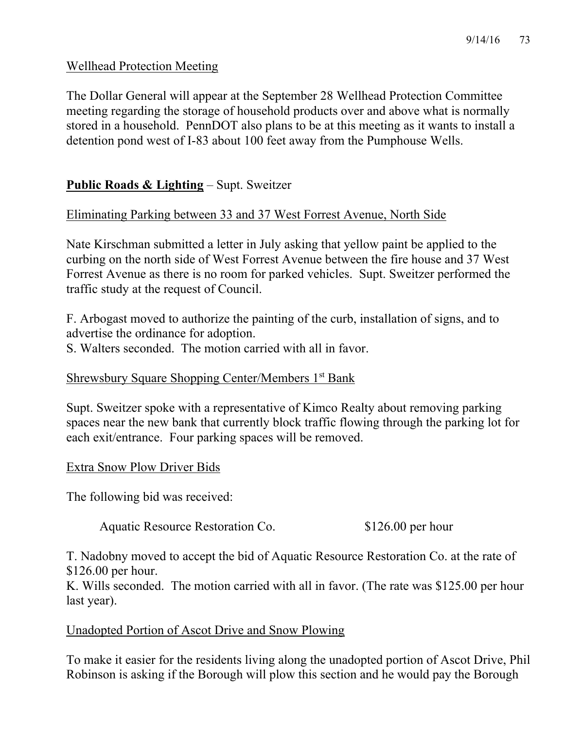Wellhead Protection Meeting

The Dollar General will appear at the September 28 Wellhead Protection Committee meeting regarding the storage of household products over and above what is normally stored in a household. PennDOT also plans to be at this meeting as it wants to install a detention pond west of I-83 about 100 feet away from the Pumphouse Wells.

**Public Roads & Lighting** – Supt. Sweitzer

Eliminating Parking between 33 and 37 West Forrest Avenue, North Side

Nate Kirschman submitted a letter in July asking that yellow paint be applied to the curbing on the north side of West Forrest Avenue between the fire house and 37 West Forrest Avenue as there is no room for parked vehicles. Supt. Sweitzer performed the traffic study at the request of Council.

F. Arbogast moved to authorize the painting of the curb, installation of signs, and to advertise the ordinance for adoption.
S. Walters seconded. The motion carried with all in favor.

Shrewsbury Square Shopping Center/Members 1st Bank

Supt. Sweitzer spoke with a representative of Kimco Realty about removing parking spaces near the new bank that currently block traffic flowing through the parking lot for each exit/entrance. Four parking spaces will be removed.

Extra Snow Plow Driver Bids

The following bid was received:

Aquatic Resource Restoration Co. $126.00 per hour

T. Nadobny moved to accept the bid of Aquatic Resource Restoration Co. at the rate of $126.00 per hour.
K. Wills seconded. The motion carried with all in favor. (The rate was $125.00 per hour last year).

Unadopted Portion of Ascot Drive and Snow Plowing

To make it easier for the residents living along the unadopted portion of Ascot Drive, Phil Robinson is asking if the Borough will plow this section and he would pay the Borough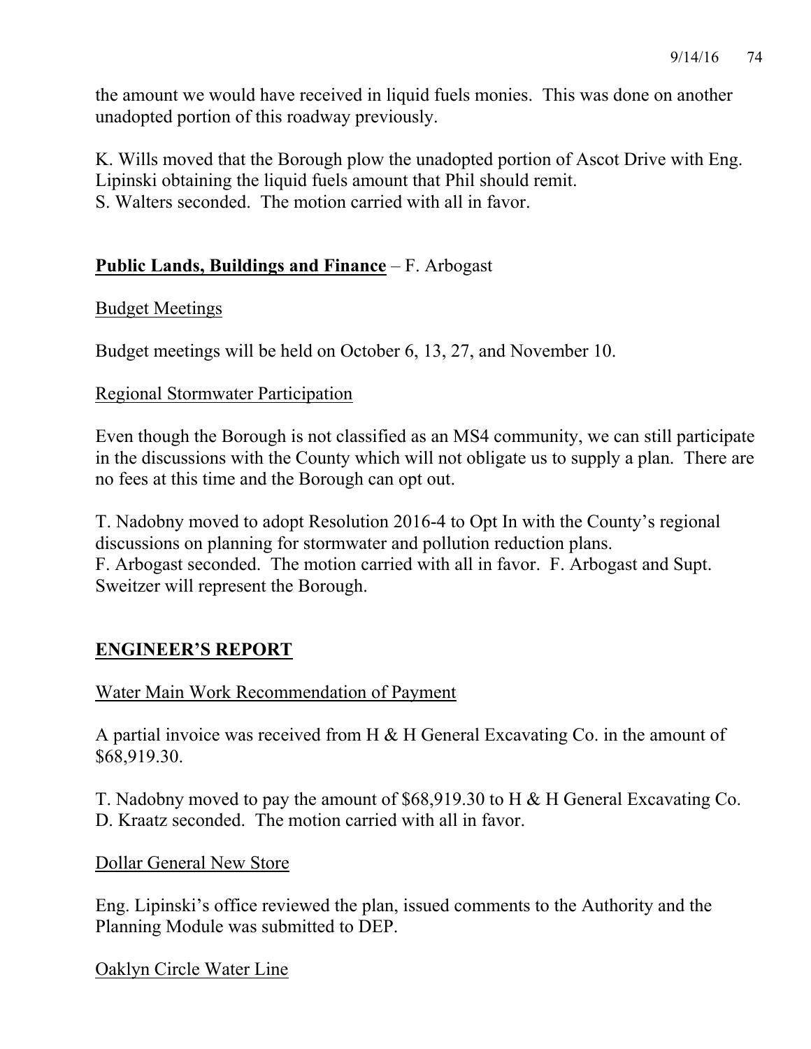the amount we would have received in liquid fuels monies. This was done on another unadopted portion of this roadway previously.

K. Wills moved that the Borough plow the unadopted portion of Ascot Drive with Eng. Lipinski obtaining the liquid fuels amount that Phil should remit.
S. Walters seconded. The motion carried with all in favor.

**Public Lands, Buildings and Finance** – F. Arbogast

Budget Meetings

Budget meetings will be held on October 6, 13, 27, and November 10.

Regional Stormwater Participation

Even though the Borough is not classified as an MS4 community, we can still participate in the discussions with the County which will not obligate us to supply a plan. There are no fees at this time and the Borough can opt out.

T. Nadobny moved to adopt Resolution 2016-4 to Opt In with the County's regional discussions on planning for stormwater and pollution reduction plans.
F. Arbogast seconded. The motion carried with all in favor. F. Arbogast and Supt. Sweitzer will represent the Borough.

## ENGINEER'S REPORT

Water Main Work Recommendation of Payment

A partial invoice was received from H & H General Excavating Co. in the amount of $68,919.30.

T. Nadobny moved to pay the amount of $68,919.30 to H & H General Excavating Co.
D. Kraatz seconded. The motion carried with all in favor.

Dollar General New Store

Eng. Lipinski's office reviewed the plan, issued comments to the Authority and the Planning Module was submitted to DEP.

Oaklyn Circle Water Line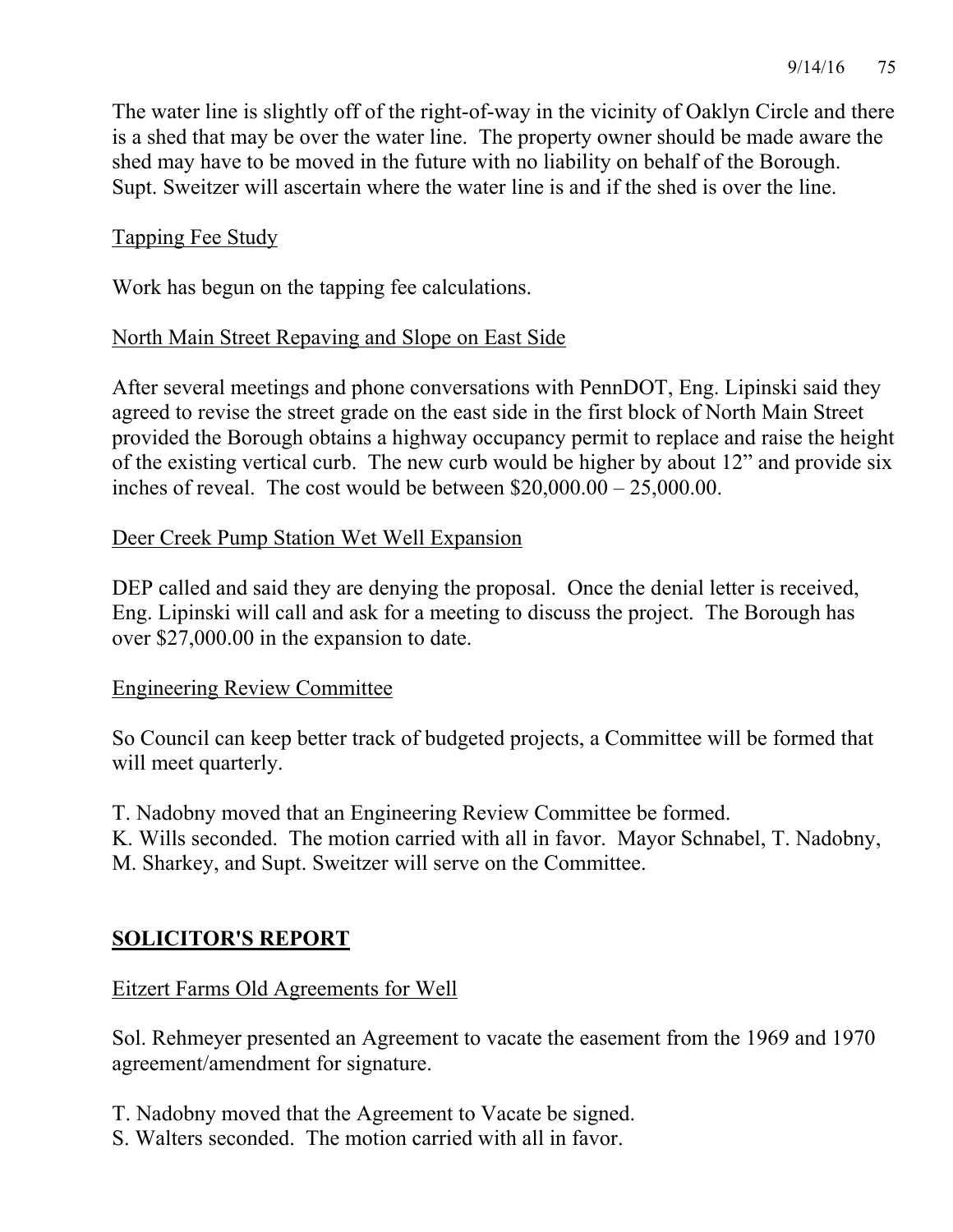The water line is slightly off of the right-of-way in the vicinity of Oaklyn Circle and there is a shed that may be over the water line. The property owner should be made aware the shed may have to be moved in the future with no liability on behalf of the Borough. Supt. Sweitzer will ascertain where the water line is and if the shed is over the line.

Tapping Fee Study

Work has begun on the tapping fee calculations.

North Main Street Repaving and Slope on East Side

After several meetings and phone conversations with PennDOT, Eng. Lipinski said they agreed to revise the street grade on the east side in the first block of North Main Street provided the Borough obtains a highway occupancy permit to replace and raise the height of the existing vertical curb. The new curb would be higher by about 12" and provide six inches of reveal. The cost would be between $20,000.00 – 25,000.00.

Deer Creek Pump Station Wet Well Expansion

DEP called and said they are denying the proposal. Once the denial letter is received, Eng. Lipinski will call and ask for a meeting to discuss the project. The Borough has over $27,000.00 in the expansion to date.

Engineering Review Committee

So Council can keep better track of budgeted projects, a Committee will be formed that will meet quarterly.

T. Nadobny moved that an Engineering Review Committee be formed.
K. Wills seconded. The motion carried with all in favor. Mayor Schnabel, T. Nadobny, M. Sharkey, and Supt. Sweitzer will serve on the Committee.

## SOLICITOR'S REPORT

Eitzert Farms Old Agreements for Well

Sol. Rehmeyer presented an Agreement to vacate the easement from the 1969 and 1970 agreement/amendment for signature.

T. Nadobny moved that the Agreement to Vacate be signed.
S. Walters seconded. The motion carried with all in favor.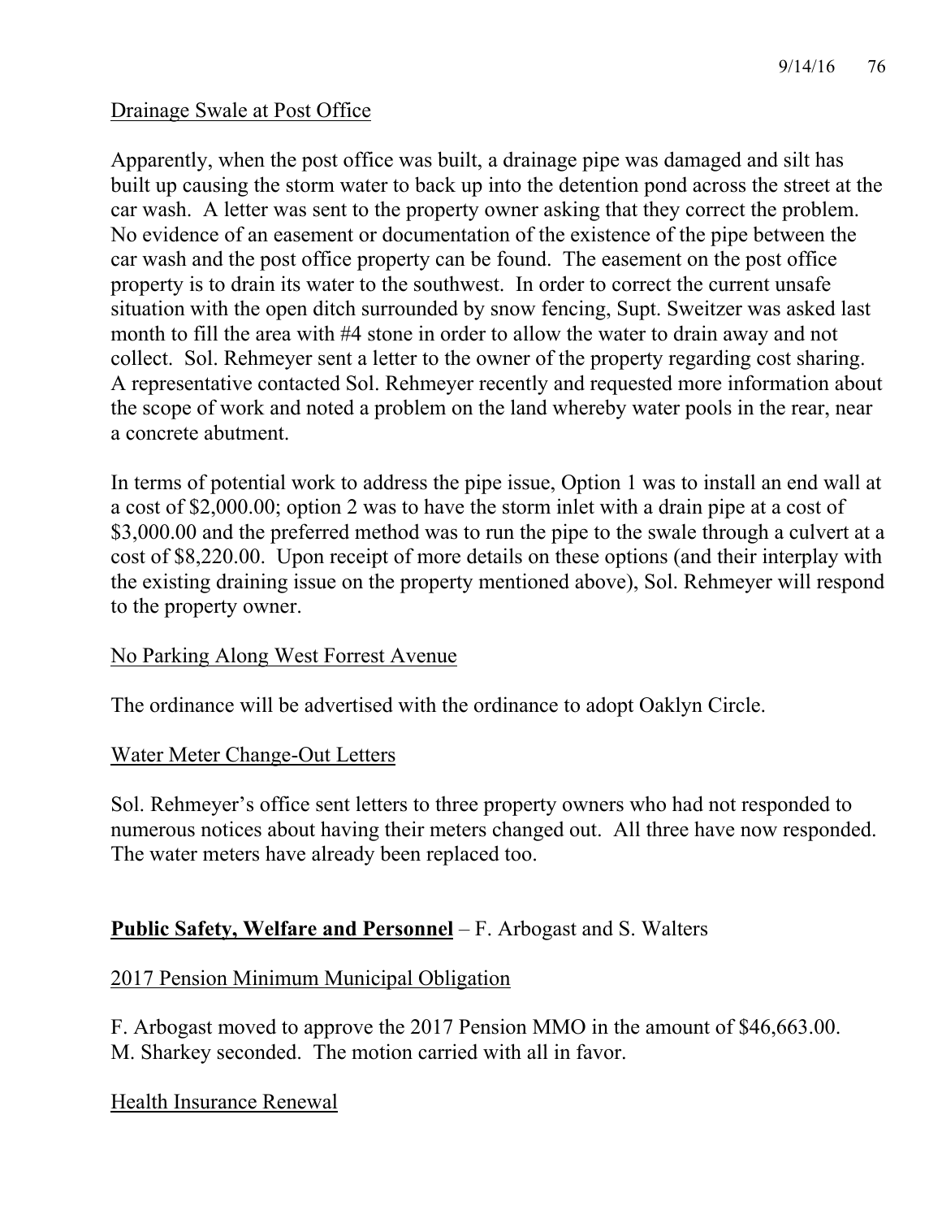Drainage Swale at Post Office

Apparently, when the post office was built, a drainage pipe was damaged and silt has built up causing the storm water to back up into the detention pond across the street at the car wash. A letter was sent to the property owner asking that they correct the problem. No evidence of an easement or documentation of the existence of the pipe between the car wash and the post office property can be found. The easement on the post office property is to drain its water to the southwest. In order to correct the current unsafe situation with the open ditch surrounded by snow fencing, Supt. Sweitzer was asked last month to fill the area with #4 stone in order to allow the water to drain away and not collect. Sol. Rehmeyer sent a letter to the owner of the property regarding cost sharing. A representative contacted Sol. Rehmeyer recently and requested more information about the scope of work and noted a problem on the land whereby water pools in the rear, near a concrete abutment.

In terms of potential work to address the pipe issue, Option 1 was to install an end wall at a cost of $2,000.00; option 2 was to have the storm inlet with a drain pipe at a cost of $3,000.00 and the preferred method was to run the pipe to the swale through a culvert at a cost of $8,220.00. Upon receipt of more details on these options (and their interplay with the existing draining issue on the property mentioned above), Sol. Rehmeyer will respond to the property owner.

No Parking Along West Forrest Avenue

The ordinance will be advertised with the ordinance to adopt Oaklyn Circle.

Water Meter Change-Out Letters

Sol. Rehmeyer's office sent letters to three property owners who had not responded to numerous notices about having their meters changed out. All three have now responded. The water meters have already been replaced too.

**Public Safety, Welfare and Personnel** – F. Arbogast and S. Walters

2017 Pension Minimum Municipal Obligation

F. Arbogast moved to approve the 2017 Pension MMO in the amount of $46,663.00. M. Sharkey seconded. The motion carried with all in favor.

Health Insurance Renewal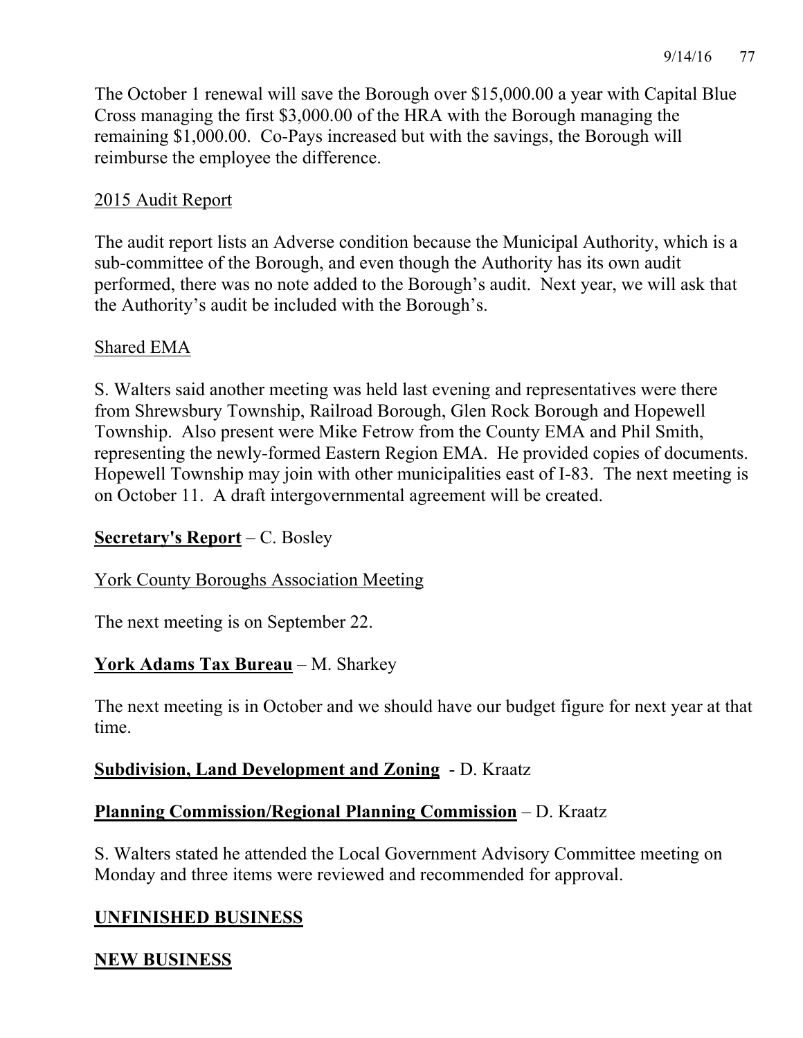The October 1 renewal will save the Borough over $15,000.00 a year with Capital Blue Cross managing the first $3,000.00 of the HRA with the Borough managing the remaining $1,000.00. Co-Pays increased but with the savings, the Borough will reimburse the employee the difference.

<u>2015 Audit Report</u>

The audit report lists an Adverse condition because the Municipal Authority, which is a sub-committee of the Borough, and even though the Authority has its own audit performed, there was no note added to the Borough's audit. Next year, we will ask that the Authority's audit be included with the Borough's.

<u>Shared EMA</u>

S. Walters said another meeting was held last evening and representatives were there from Shrewsbury Township, Railroad Borough, Glen Rock Borough and Hopewell Township. Also present were Mike Fetrow from the County EMA and Phil Smith, representing the newly-formed Eastern Region EMA. He provided copies of documents. Hopewell Township may join with other municipalities east of I-83. The next meeting is on October 11. A draft intergovernmental agreement will be created.

**<u>Secretary's Report</u>** – C. Bosley

<u>York County Boroughs Association Meeting</u>

The next meeting is on September 22.

**<u>York Adams Tax Bureau</u>** – M. Sharkey

The next meeting is in October and we should have our budget figure for next year at that time.

**<u>Subdivision, Land Development and Zoning</u>** - D. Kraatz

**<u>Planning Commission/Regional Planning Commission</u>** – D. Kraatz

S. Walters stated he attended the Local Government Advisory Committee meeting on Monday and three items were reviewed and recommended for approval.

**<u>UNFINISHED BUSINESS</u>**

**<u>NEW BUSINESS</u>**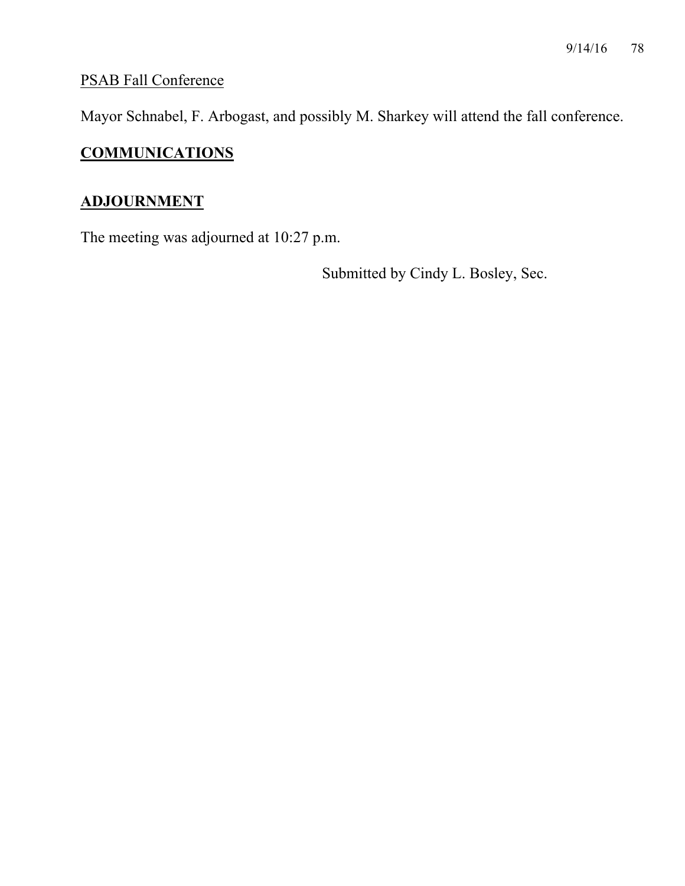PSAB Fall Conference

Mayor Schnabel, F. Arbogast, and possibly M. Sharkey will attend the fall conference.

## COMMUNICATIONS

## ADJOURNMENT

The meeting was adjourned at 10:27 p.m.

Submitted by Cindy L. Bosley, Sec.